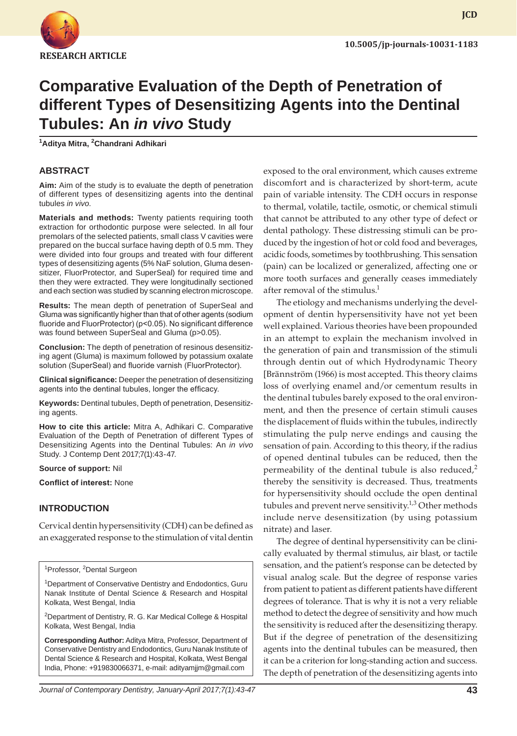RESEARCH ARTICLE

10.5005/jp-journals-10031-1183

# Comparative Evaluation of the Depth of Penetration of different Types of Desensitizing Agents into the Dentinal Tubules: An *in vivo* Study

[1]Aditya Mitra, [2]Chandrani Adhikari

## ABSTRACT

**Aim:** Aim of the study is to evaluate the depth of penetration of different types of desensitizing agents into the dentinal tubules *in vivo*.

**Materials and methods:** Twenty patients requiring tooth extraction for orthodontic purpose were selected. In all four premolars of the selected patients, small class V cavities were prepared on the buccal surface having depth of 0.5 mm. They were divided into four groups and treated with four different types of desensitizing agents (5% NaF solution, Gluma desensitizer, FluorProtector, and SuperSeal) for required time and then they were extracted. They were longitudinally sectioned and each section was studied by scanning electron microscope.

**Results:** The mean depth of penetration of SuperSeal and Gluma was significantly higher than that of other agents (sodium fluoride and FluorProtector) ($p<0.05$). No significant difference was found between SuperSeal and Gluma ($p>0.05$).

**Conclusion:** The depth of penetration of resinous desensitizing agent (Gluma) is maximum followed by potassium oxalate solution (SuperSeal) and fluoride varnish (FluorProtector).

**Clinical significance:** Deeper the penetration of desensitizing agents into the dentinal tubules, longer the efficacy.

**Keywords:** Dentinal tubules, Depth of penetration, Desensitizing agents.

**How to cite this article:** Mitra A, Adhikari C. Comparative Evaluation of the Depth of Penetration of different Types of Desensitizing Agents into the Dentinal Tubules: An *in vivo* Study. J Contemp Dent 2017;7(1):43-47.

**Source of support:** Nil

**Conflict of interest:** None

## INTRODUCTION

Cervical dentin hypersensitivity (CDH) can be defined as an exaggerated response to the stimulation of vital dentin exposed to the oral environment, which causes extreme discomfort and is characterized by short-term, acute pain of variable intensity. The CDH occurs in response to thermal, volatile, tactile, osmotic, or chemical stimuli that cannot be attributed to any other type of defect or dental pathology. These distressing stimuli can be produced by the ingestion of hot or cold food and beverages, acidic foods, sometimes by toothbrushing. This sensation (pain) can be localized or generalized, affecting one or more tooth surfaces and generally ceases immediately after removal of the stimulus.[1]

The etiology and mechanisms underlying the development of dentin hypersensitivity have not yet been well explained. Various theories have been propounded in an attempt to explain the mechanism involved in the generation of pain and transmission of the stimuli through dentin out of which Hydrodynamic Theory [Brännström (1966) is most accepted. This theory claims loss of overlying enamel and/or cementum results in the dentinal tubules barely exposed to the oral environment, and then the presence of certain stimuli causes the displacement of fluids within the tubules, indirectly stimulating the pulp nerve endings and causing the sensation of pain. According to this theory, if the radius of opened dentinal tubules can be reduced, then the permeability of the dentinal tubule is also reduced,[2] thereby the sensitivity is decreased. Thus, treatments for hypersensitivity should occlude the open dentinal tubules and prevent nerve sensitivity.[1,3] Other methods include nerve desensitization (by using potassium nitrate) and laser.

The degree of dentinal hypersensitivity can be clinically evaluated by thermal stimulus, air blast, or tactile sensation, and the patient's response can be detected by visual analog scale. But the degree of response varies from patient to patient as different patients have different degrees of tolerance. That is why it is not a very reliable method to detect the degree of sensitivity and how much the sensitivity is reduced after the desensitizing therapy. But if the degree of penetration of the desensitizing agents into the dentinal tubules can be measured, then it can be a criterion for long-standing action and success. The depth of penetration of the desensitizing agents into

---

[1]Professor, [2]Dental Surgeon

[1]Department of Conservative Dentistry and Endodontics, Guru Nanak Institute of Dental Science & Research and Hospital Kolkata, West Bengal, India

[2]Department of Dentistry, R. G. Kar Medical College & Hospital Kolkata, West Bengal, India

**Corresponding Author:** Aditya Mitra, Professor, Department of Conservative Dentistry and Endodontics, Guru Nanak Institute of Dental Science & Research and Hospital, Kolkata, West Bengal India, Phone: +919830066371, e-mail: adityamjjm@gmail.com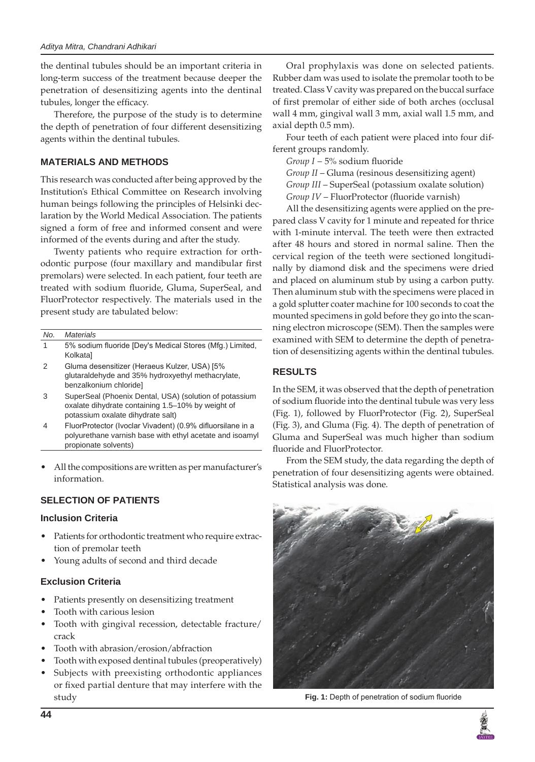the dentinal tubules should be an important criteria in long-term success of the treatment because deeper the penetration of desensitizing agents into the dentinal tubules, longer the efficacy.

Therefore, the purpose of the study is to determine the depth of penetration of four different desensitizing agents within the dentinal tubules.

## MATERIALS AND METHODS

This research was conducted after being approved by the Institution's Ethical Committee on Research involving human beings following the principles of Helsinki declaration by the World Medical Association. The patients signed a form of free and informed consent and were informed of the events during and after the study.

Twenty patients who require extraction for orthodontic purpose (four maxillary and mandibular first premolars) were selected. In each patient, four teeth are treated with sodium fluoride, Gluma, SuperSeal, and FluorProtector respectively. The materials used in the present study are tabulated below:

| *No.* | *Materials* |
|---|---|
| 1 | 5% sodium fluoride [Dey's Medical Stores (Mfg.) Limited, Kolkata] |
| 2 | Gluma desensitizer (Heraeus Kulzer, USA) [5% glutaraldehyde and 35% hydroxyethyl methacrylate, benzalkonium chloride] |
| 3 | SuperSeal (Phoenix Dental, USA) (solution of potassium oxalate dihydrate containing 1.5–10% by weight of potassium oxalate dihydrate salt) |
| 4 | FluorProtector (Ivoclar Vivadent) (0.9% difluorsilane in a polyurethane varnish base with ethyl acetate and isoamyl propionate solvents) |

- All the compositions are written as per manufacturer's information.

## SELECTION OF PATIENTS

### Inclusion Criteria

- Patients for orthodontic treatment who require extraction of premolar teeth
- Young adults of second and third decade

### Exclusion Criteria

- Patients presently on desensitizing treatment
- Tooth with carious lesion
- Tooth with gingival recession, detectable fracture/crack
- Tooth with abrasion/erosion/abfraction
- Tooth with exposed dentinal tubules (preoperatively)
- Subjects with preexisting orthodontic appliances or fixed partial denture that may interfere with the study

Oral prophylaxis was done on selected patients. Rubber dam was used to isolate the premolar tooth to be treated. Class V cavity was prepared on the buccal surface of first premolar of either side of both arches (occlusal wall 4 mm, gingival wall 3 mm, axial wall 1.5 mm, and axial depth 0.5 mm).

Four teeth of each patient were placed into four different groups randomly.

*Group I* – 5% sodium fluoride

*Group II* – Gluma (resinous desensitizing agent)

*Group III* – SuperSeal (potassium oxalate solution)

*Group IV* – FluorProtector (fluoride varnish)

All the desensitizing agents were applied on the prepared class V cavity for 1 minute and repeated for thrice with 1-minute interval. The teeth were then extracted after 48 hours and stored in normal saline. Then the cervical region of the teeth were sectioned longitudinally by diamond disk and the specimens were dried and placed on aluminum stub by using a carbon putty. Then aluminum stub with the specimens were placed in a gold splutter coater machine for 100 seconds to coat the mounted specimens in gold before they go into the scanning electron microscope (SEM). Then the samples were examined with SEM to determine the depth of penetration of desensitizing agents within the dentinal tubules.

## RESULTS

In the SEM, it was observed that the depth of penetration of sodium fluoride into the dentinal tubule was very less (Fig. 1), followed by FluorProtector (Fig. 2), SuperSeal (Fig. 3), and Gluma (Fig. 4). The depth of penetration of Gluma and SuperSeal was much higher than sodium fluoride and FluorProtector.

From the SEM study, the data regarding the depth of penetration of four desensitizing agents were obtained. Statistical analysis was done.

**Fig. 1:** Depth of penetration of sodium fluoride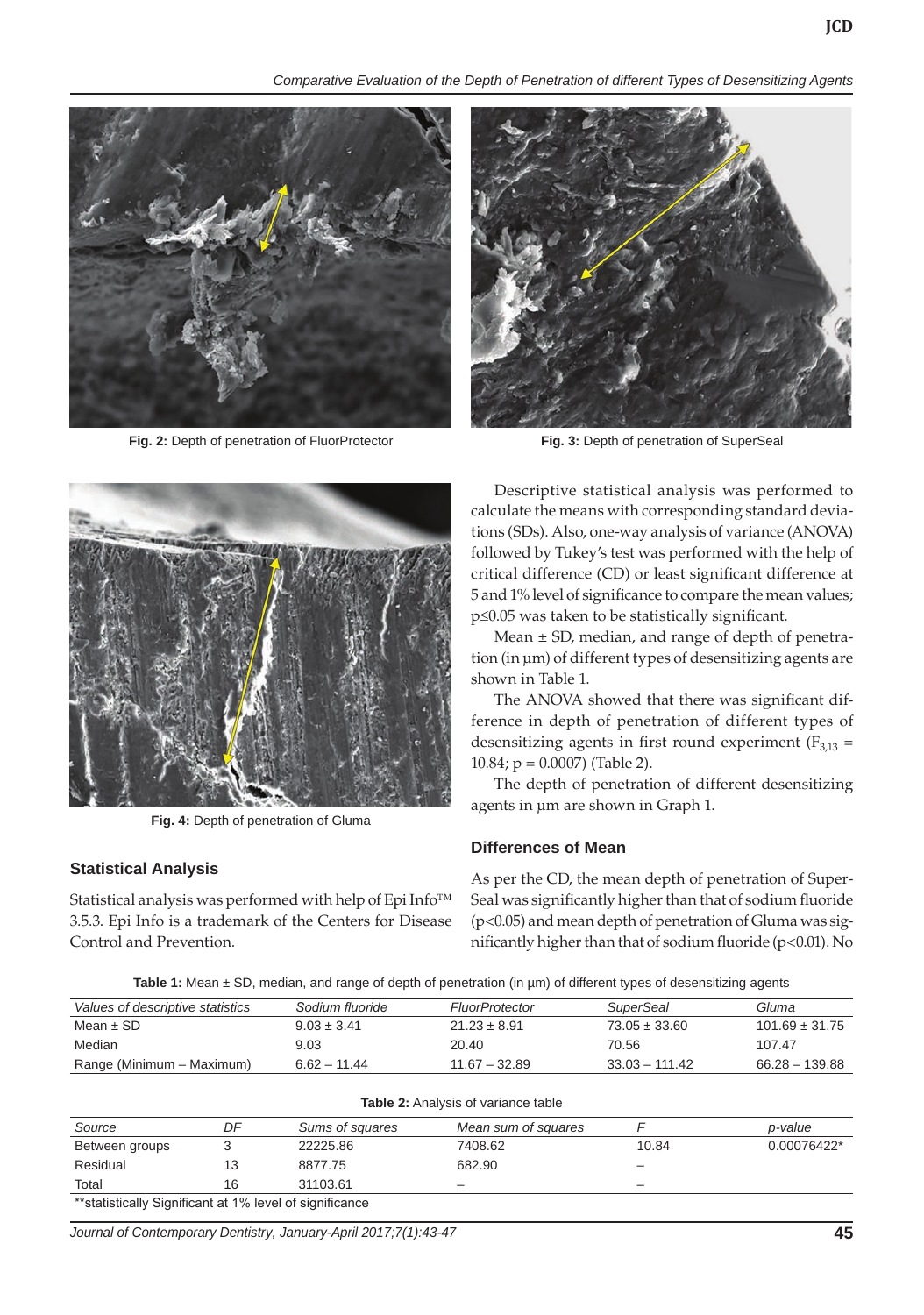Fig. 2: Depth of penetration of FluorProtector

Fig. 3: Depth of penetration of SuperSeal

Fig. 4: Depth of penetration of Gluma

## Statistical Analysis

Statistical analysis was performed with help of Epi Info™ 3.5.3. Epi Info is a trademark of the Centers for Disease Control and Prevention.

Descriptive statistical analysis was performed to calculate the means with corresponding standard deviations (SDs). Also, one-way analysis of variance (ANOVA) followed by Tukey's test was performed with the help of critical difference (CD) or least significant difference at 5 and 1% level of significance to compare the mean values; $p \leq 0.05$ was taken to be statistically significant.

Mean ± SD, median, and range of depth of penetration (in μm) of different types of desensitizing agents are shown in Table 1.

The ANOVA showed that there was significant difference in depth of penetration of different types of desensitizing agents in first round experiment ($F_{3,13} = 10.84$; $p = 0.0007$) (Table 2).

The depth of penetration of different desensitizing agents in μm are shown in Graph 1.

## Differences of Mean

As per the CD, the mean depth of penetration of SuperSeal was significantly higher than that of sodium fluoride ($p<0.05$) and mean depth of penetration of Gluma was significantly higher than that of sodium fluoride ($p<0.01$). No

**Table 1:** Mean ± SD, median, and range of depth of penetration (in μm) of different types of desensitizing agents

| *Values of descriptive statistics* | *Sodium fluoride* | *FluorProtector* | *SuperSeal* | *Gluma* |
|---|---|---|---|---|
| Mean ± SD | 9.03 ± 3.41 | 21.23 ± 8.91 | 73.05 ± 33.60 | 101.69 ± 31.75 |
| Median | 9.03 | 20.40 | 70.56 | 107.47 |
| Range (Minimum – Maximum) | 6.62 – 11.44 | 11.67 – 32.89 | 33.03 – 111.42 | 66.28 – 139.88 |

**Table 2:** Analysis of variance table

| *Source* | *DF* | *Sums of squares* | *Mean sum of squares* | *F* | *p-value* |
|---|---|---|---|---|---|
| Between groups | 3 | 22225.86 | 7408.62 | 10.84 | 0.00076422* |
| Residual | 13 | 8877.75 | 682.90 | – | |
| Total | 16 | 31103.61 | – | – | |

**statistically Significant at 1% level of significance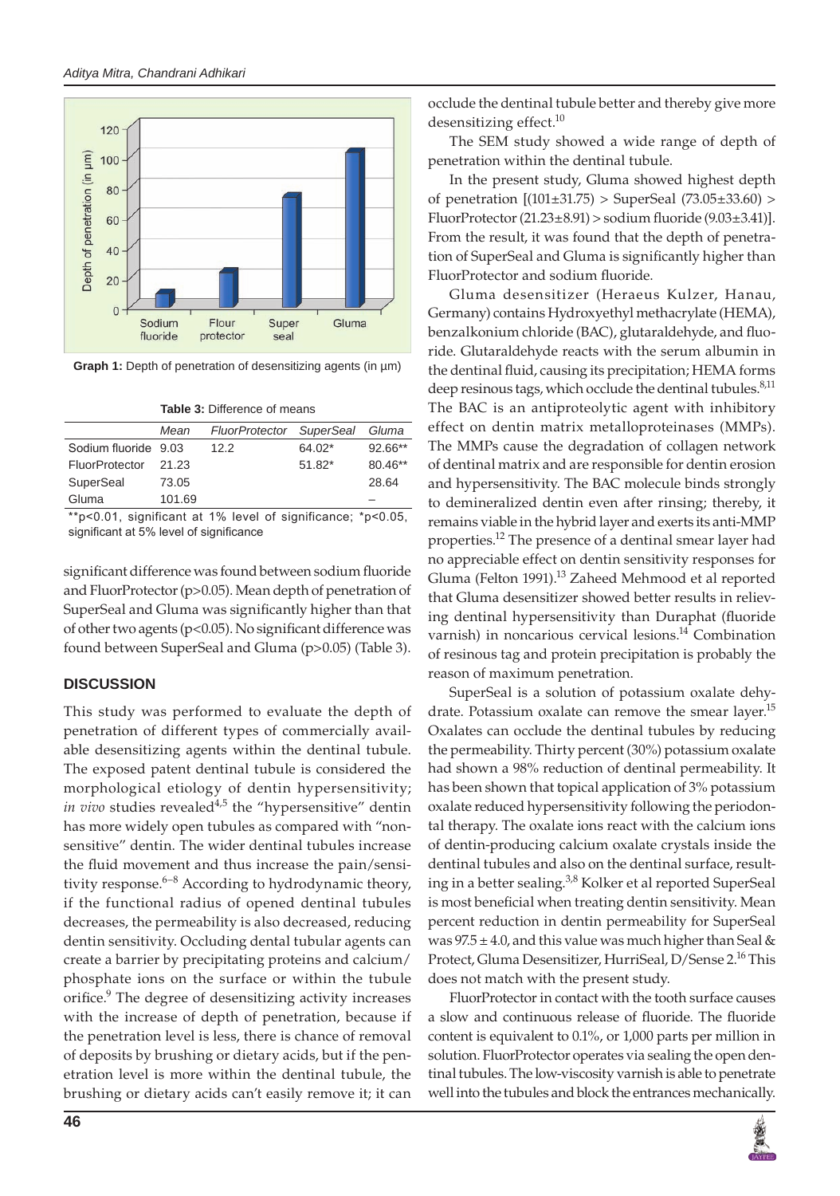**Graph 1:** Depth of penetration of desensitizing agents (in µm)

**Table 3:** Difference of means

| | Mean | FluorProtector | SuperSeal | Gluma |
|---|---|---|---|---|
| Sodium fluoride | 9.03 | 12.2 | 64.02* | 92.66** |
| FluorProtector | 21.23 | | 51.82* | 80.46** |
| SuperSeal | 73.05 | | | 28.64 |
| Gluma | 101.69 | | | – |

**$p<0.01$, significant at 1% level of significance; *$p<0.05$, significant at 5% level of significance

significant difference was found between sodium fluoride and FluorProtector ($p>0.05$). Mean depth of penetration of SuperSeal and Gluma was significantly higher than that of other two agents ($p<0.05$). No significant difference was found between SuperSeal and Gluma ($p>0.05$) (Table 3).

## DISCUSSION

This study was performed to evaluate the depth of penetration of different types of commercially available desensitizing agents within the dentinal tubule. The exposed patent dentinal tubule is considered the morphological etiology of dentin hypersensitivity; *in vivo* studies revealed[4,5] the "hypersensitive" dentin has more widely open tubules as compared with "nonsensitive" dentin. The wider dentinal tubules increase the fluid movement and thus increase the pain/sensitivity response.[6–8] According to hydrodynamic theory, if the functional radius of opened dentinal tubules decreases, the permeability is also decreased, reducing dentin sensitivity. Occluding dental tubular agents can create a barrier by precipitating proteins and calcium/phosphate ions on the surface or within the tubule orifice.[9] The degree of desensitizing activity increases with the increase of depth of penetration, because if the penetration level is less, there is chance of removal of deposits by brushing or dietary acids, but if the penetration level is more within the dentinal tubule, the brushing or dietary acids can't easily remove it; it can occlude the dentinal tubule better and thereby give more desensitizing effect.[10]

The SEM study showed a wide range of depth of penetration within the dentinal tubule.

In the present study, Gluma showed highest depth of penetration [($101\pm31.75$) > SuperSeal ($73.05\pm33.60$) > FluorProtector ($21.23\pm8.91$) > sodium fluoride ($9.03\pm3.41$)]. From the result, it was found that the depth of penetration of SuperSeal and Gluma is significantly higher than FluorProtector and sodium fluoride.

Gluma desensitizer (Heraeus Kulzer, Hanau, Germany) contains Hydroxyethyl methacrylate (HEMA), benzalkonium chloride (BAC), glutaraldehyde, and fluoride. Glutaraldehyde reacts with the serum albumin in the dentinal fluid, causing its precipitation; HEMA forms deep resinous tags, which occlude the dentinal tubules.[8,11] The BAC is an antiproteolytic agent with inhibitory effect on dentin matrix metalloproteinases (MMPs). The MMPs cause the degradation of collagen network of dentinal matrix and are responsible for dentin erosion and hypersensitivity. The BAC molecule binds strongly to demineralized dentin even after rinsing; thereby, it remains viable in the hybrid layer and exerts its anti-MMP properties.[12] The presence of a dentinal smear layer had no appreciable effect on dentin sensitivity responses for Gluma (Felton 1991).[13] Zaheed Mehmood et al reported that Gluma desensitizer showed better results in relieving dentinal hypersensitivity than Duraphat (fluoride varnish) in noncarious cervical lesions.[14] Combination of resinous tag and protein precipitation is probably the reason of maximum penetration.

SuperSeal is a solution of potassium oxalate dehydrate. Potassium oxalate can remove the smear layer.[15] Oxalates can occlude the dentinal tubules by reducing the permeability. Thirty percent (30%) potassium oxalate had shown a 98% reduction of dentinal permeability. It has been shown that topical application of 3% potassium oxalate reduced hypersensitivity following the periodontal therapy. The oxalate ions react with the calcium ions of dentin-producing calcium oxalate crystals inside the dentinal tubules and also on the dentinal surface, resulting in a better sealing.[3,8] Kolker et al reported SuperSeal is most beneficial when treating dentin sensitivity. Mean percent reduction in dentin permeability for SuperSeal was $97.5 \pm 4.0$, and this value was much higher than Seal & Protect, Gluma Desensitizer, HurriSeal, D/Sense 2.[16] This does not match with the present study.

FluorProtector in contact with the tooth surface causes a slow and continuous release of fluoride. The fluoride content is equivalent to 0.1%, or 1,000 parts per million in solution. FluorProtector operates via sealing the open dentinal tubules. The low-viscosity varnish is able to penetrate well into the tubules and block the entrances mechanically.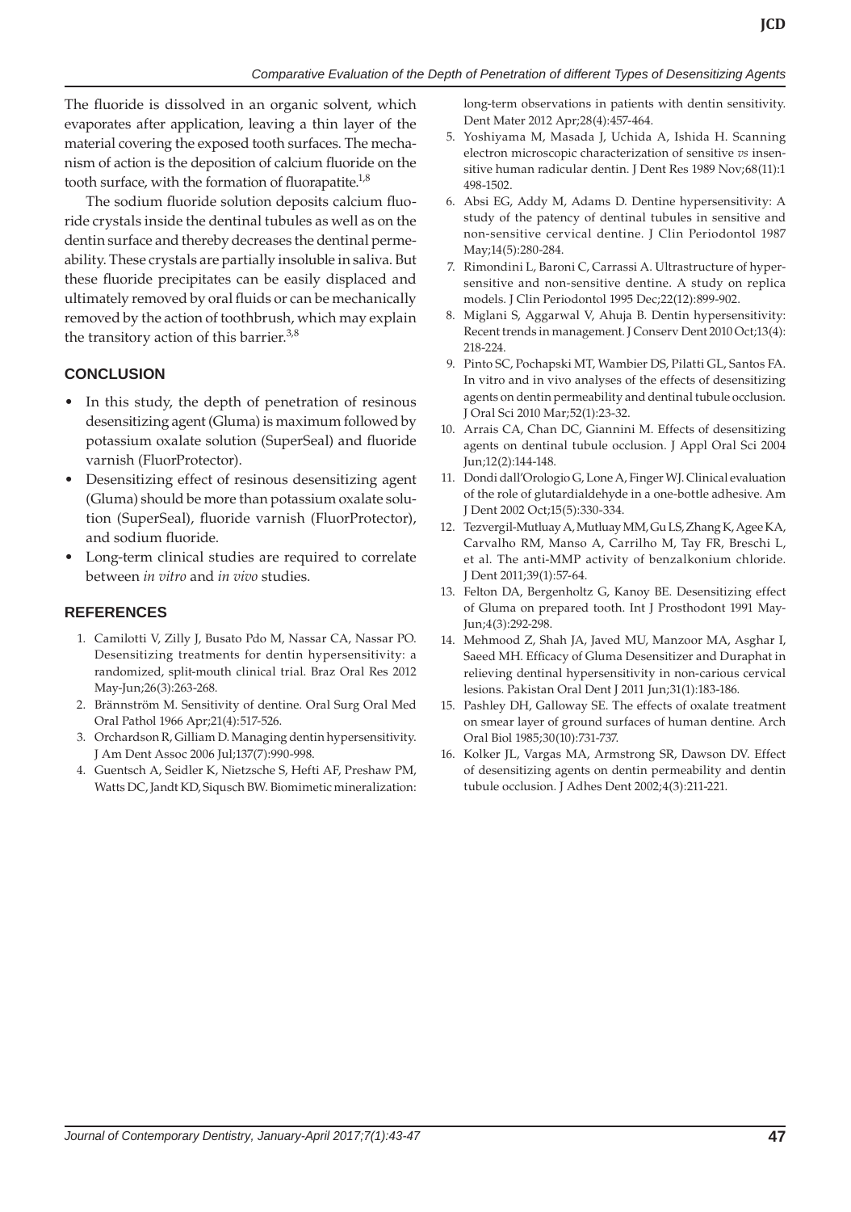The fluoride is dissolved in an organic solvent, which evaporates after application, leaving a thin layer of the material covering the exposed tooth surfaces. The mechanism of action is the deposition of calcium fluoride on the tooth surface, with the formation of fluorapatite.[1,8]

The sodium fluoride solution deposits calcium fluoride crystals inside the dentinal tubules as well as on the dentin surface and thereby decreases the dentinal permeability. These crystals are partially insoluble in saliva. But these fluoride precipitates can be easily displaced and ultimately removed by oral fluids or can be mechanically removed by the action of toothbrush, which may explain the transitory action of this barrier.[3,8]

## CONCLUSION

- In this study, the depth of penetration of resinous desensitizing agent (Gluma) is maximum followed by potassium oxalate solution (SuperSeal) and fluoride varnish (FluorProtector).
- Desensitizing effect of resinous desensitizing agent (Gluma) should be more than potassium oxalate solution (SuperSeal), fluoride varnish (FluorProtector), and sodium fluoride.
- Long-term clinical studies are required to correlate between *in vitro* and *in vivo* studies.

## REFERENCES

1. Camilotti V, Zilly J, Busato Pdo M, Nassar CA, Nassar PO. Desensitizing treatments for dentin hypersensitivity: a randomized, split-mouth clinical trial. Braz Oral Res 2012 May-Jun;26(3):263-268.
2. Brännström M. Sensitivity of dentine. Oral Surg Oral Med Oral Pathol 1966 Apr;21(4):517-526.
3. Orchardson R, Gilliam D. Managing dentin hypersensitivity. J Am Dent Assoc 2006 Jul;137(7):990-998.
4. Guentsch A, Seidler K, Nietzsche S, Hefti AF, Preshaw PM, Watts DC, Jandt KD, Siqusch BW. Biomimetic mineralization: long-term observations in patients with dentin sensitivity. Dent Mater 2012 Apr;28(4):457-464.
5. Yoshiyama M, Masada J, Uchida A, Ishida H. Scanning electron microscopic characterization of sensitive *vs* insensitive human radicular dentin. J Dent Res 1989 Nov;68(11):1 498-1502.
6. Absi EG, Addy M, Adams D. Dentine hypersensitivity: A study of the patency of dentinal tubules in sensitive and non-sensitive cervical dentine. J Clin Periodontol 1987 May;14(5):280-284.
7. Rimondini L, Baroni C, Carrassi A. Ultrastructure of hypersensitive and non-sensitive dentine. A study on replica models. J Clin Periodontol 1995 Dec;22(12):899-902.
8. Miglani S, Aggarwal V, Ahuja B. Dentin hypersensitivity: Recent trends in management. J Conserv Dent 2010 Oct;13(4): 218-224.
9. Pinto SC, Pochapski MT, Wambier DS, Pilatti GL, Santos FA. In vitro and in vivo analyses of the effects of desensitizing agents on dentin permeability and dentinal tubule occlusion. J Oral Sci 2010 Mar;52(1):23-32.
10. Arrais CA, Chan DC, Giannini M. Effects of desensitizing agents on dentinal tubule occlusion. J Appl Oral Sci 2004 Jun;12(2):144-148.
11. Dondi dall'Orologio G, Lone A, Finger WJ. Clinical evaluation of the role of glutardialdehyde in a one-bottle adhesive. Am J Dent 2002 Oct;15(5):330-334.
12. Tezvergil-Mutluay A, Mutluay MM, Gu LS, Zhang K, Agee KA, Carvalho RM, Manso A, Carrilho M, Tay FR, Breschi L, et al. The anti-MMP activity of benzalkonium chloride. J Dent 2011;39(1):57-64.
13. Felton DA, Bergenholtz G, Kanoy BE. Desensitizing effect of Gluma on prepared tooth. Int J Prosthodont 1991 May-Jun;4(3):292-298.
14. Mehmood Z, Shah JA, Javed MU, Manzoor MA, Asghar I, Saeed MH. Efficacy of Gluma Desensitizer and Duraphat in relieving dentinal hypersensitivity in non-carious cervical lesions. Pakistan Oral Dent J 2011 Jun;31(1):183-186.
15. Pashley DH, Galloway SE. The effects of oxalate treatment on smear layer of ground surfaces of human dentine. Arch Oral Biol 1985;30(10):731-737.
16. Kolker JL, Vargas MA, Armstrong SR, Dawson DV. Effect of desensitizing agents on dentin permeability and dentin tubule occlusion. J Adhes Dent 2002;4(3):211-221.